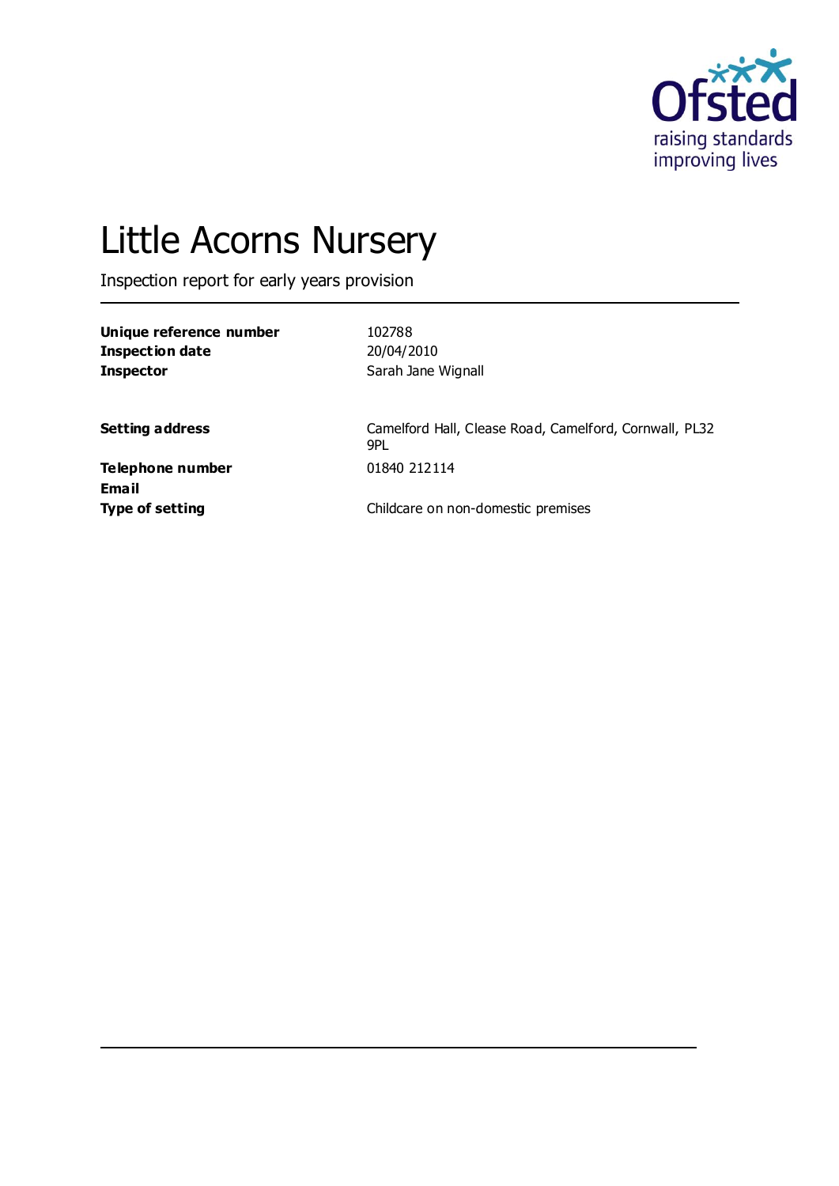# Little Acorns Nursery

Inspection report for early years provision

| | |
|---|---|
| **Unique reference number** | 102788 |
| **Inspection date** | 20/04/2010 |
| **Inspector** | Sarah Jane Wignall |
| | |
| **Setting address** | Camelford Hall, Clease Road, Camelford, Cornwall, PL32 9PL |
| **Telephone number** | 01840 212114 |
| **Email** | |
| **Type of setting** | Childcare on non-domestic premises |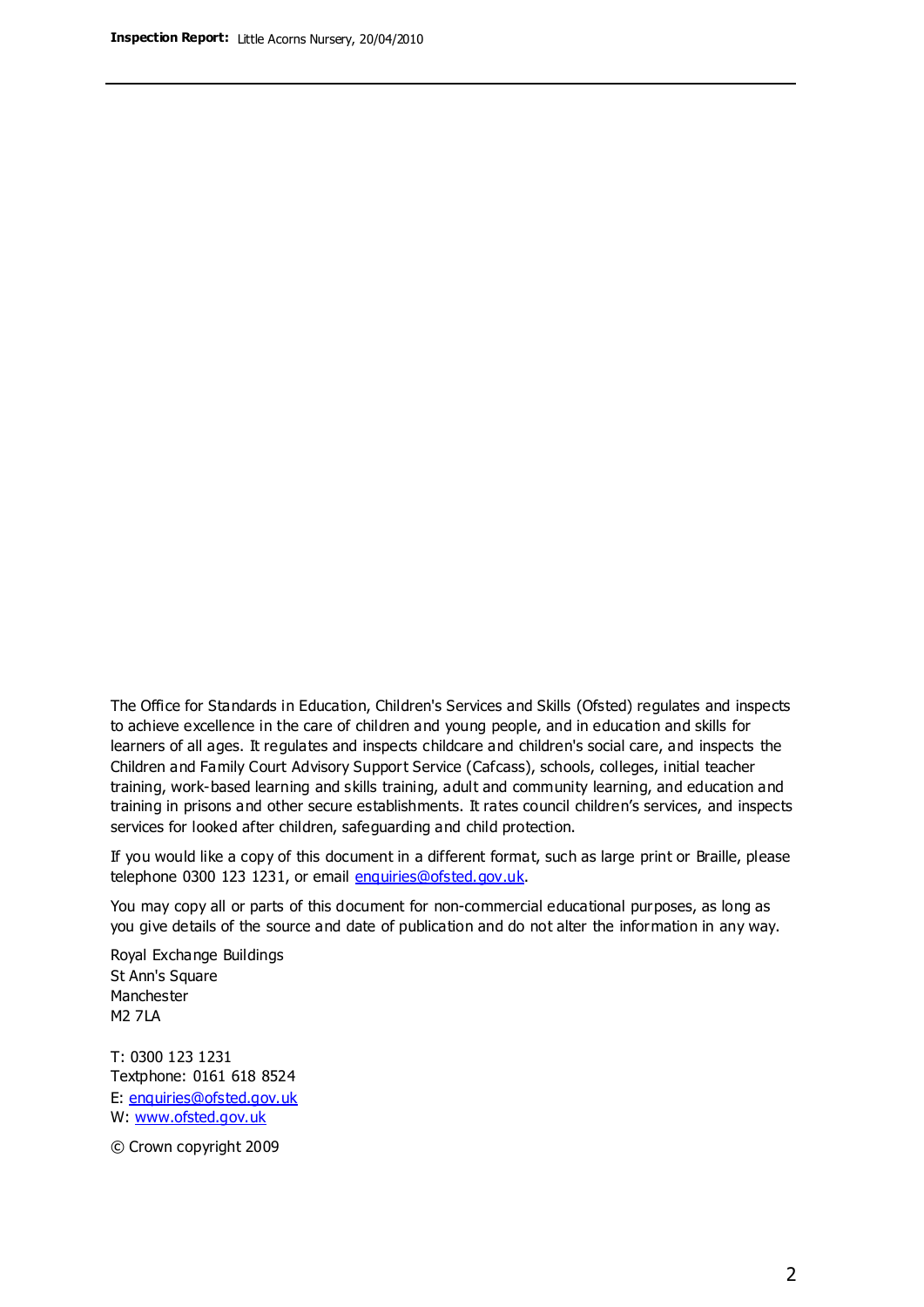The Office for Standards in Education, Children's Services and Skills (Ofsted) regulates and inspects to achieve excellence in the care of children and young people, and in education and skills for learners of all ages. It regulates and inspects childcare and children's social care, and inspects the Children and Family Court Advisory Support Service (Cafcass), schools, colleges, initial teacher training, work-based learning and skills training, adult and community learning, and education and training in prisons and other secure establishments. It rates council children's services, and inspects services for looked after children, safeguarding and child protection.

If you would like a copy of this document in a different format, such as large print or Braille, please telephone 0300 123 1231, or email enquiries@ofsted.gov.uk.

You may copy all or parts of this document for non-commercial educational purposes, as long as you give details of the source and date of publication and do not alter the information in any way.

Royal Exchange Buildings
St Ann's Square
Manchester
M2 7LA

T: 0300 123 1231
Textphone: 0161 618 8524
E: enquiries@ofsted.gov.uk
W: www.ofsted.gov.uk

© Crown copyright 2009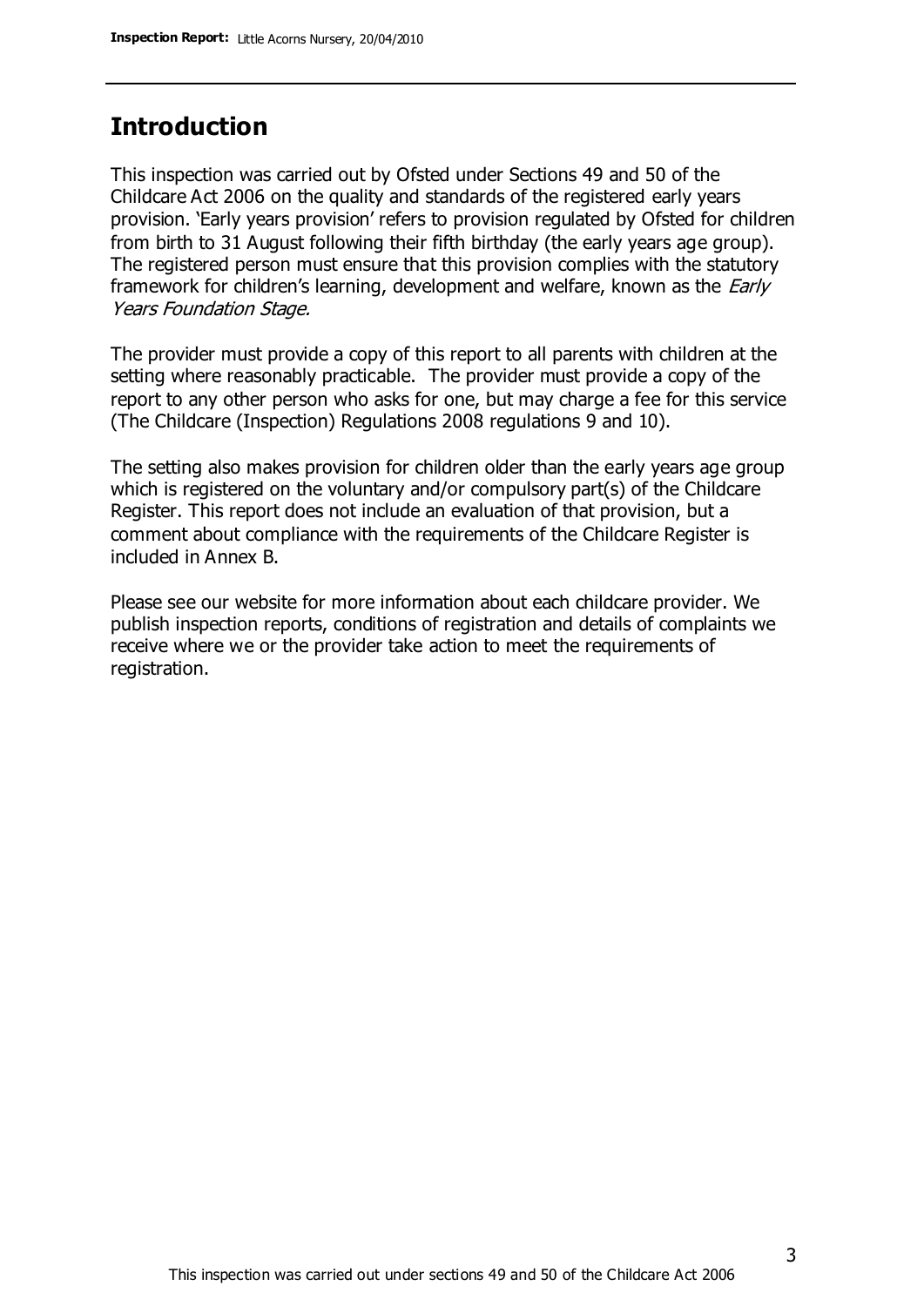## Introduction

This inspection was carried out by Ofsted under Sections 49 and 50 of the Childcare Act 2006 on the quality and standards of the registered early years provision. 'Early years provision' refers to provision regulated by Ofsted for children from birth to 31 August following their fifth birthday (the early years age group). The registered person must ensure that this provision complies with the statutory framework for children's learning, development and welfare, known as the *Early Years Foundation Stage*.

The provider must provide a copy of this report to all parents with children at the setting where reasonably practicable. The provider must provide a copy of the report to any other person who asks for one, but may charge a fee for this service (The Childcare (Inspection) Regulations 2008 regulations 9 and 10).

The setting also makes provision for children older than the early years age group which is registered on the voluntary and/or compulsory part(s) of the Childcare Register. This report does not include an evaluation of that provision, but a comment about compliance with the requirements of the Childcare Register is included in Annex B.

Please see our website for more information about each childcare provider. We publish inspection reports, conditions of registration and details of complaints we receive where we or the provider take action to meet the requirements of registration.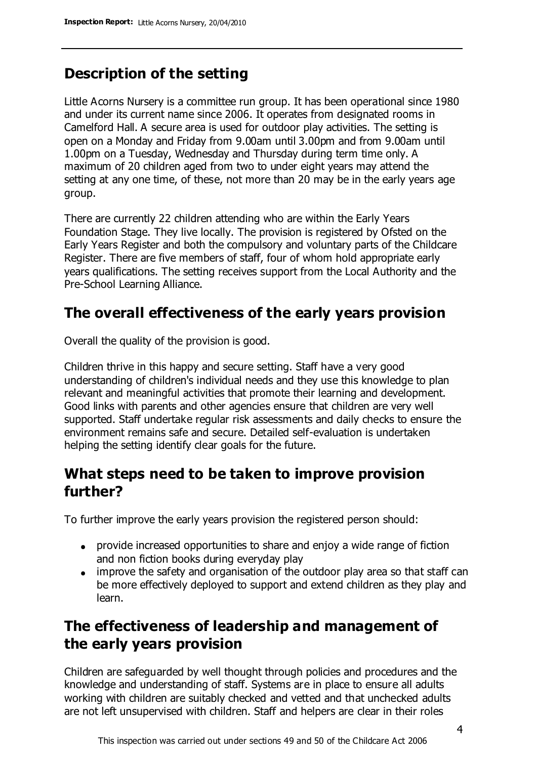## Description of the setting

Little Acorns Nursery is a committee run group. It has been operational since 1980 and under its current name since 2006. It operates from designated rooms in Camelford Hall. A secure area is used for outdoor play activities. The setting is open on a Monday and Friday from 9.00am until 3.00pm and from 9.00am until 1.00pm on a Tuesday, Wednesday and Thursday during term time only. A maximum of 20 children aged from two to under eight years may attend the setting at any one time, of these, not more than 20 may be in the early years age group.

There are currently 22 children attending who are within the Early Years Foundation Stage. They live locally. The provision is registered by Ofsted on the Early Years Register and both the compulsory and voluntary parts of the Childcare Register. There are five members of staff, four of whom hold appropriate early years qualifications. The setting receives support from the Local Authority and the Pre-School Learning Alliance.

## The overall effectiveness of the early years provision

Overall the quality of the provision is good.

Children thrive in this happy and secure setting. Staff have a very good understanding of children's individual needs and they use this knowledge to plan relevant and meaningful activities that promote their learning and development. Good links with parents and other agencies ensure that children are very well supported. Staff undertake regular risk assessments and daily checks to ensure the environment remains safe and secure. Detailed self-evaluation is undertaken helping the setting identify clear goals for the future.

## What steps need to be taken to improve provision further?

To further improve the early years provision the registered person should:

- provide increased opportunities to share and enjoy a wide range of fiction and non fiction books during everyday play
- improve the safety and organisation of the outdoor play area so that staff can be more effectively deployed to support and extend children as they play and learn.

## The effectiveness of leadership and management of the early years provision

Children are safeguarded by well thought through policies and procedures and the knowledge and understanding of staff. Systems are in place to ensure all adults working with children are suitably checked and vetted and that unchecked adults are not left unsupervised with children. Staff and helpers are clear in their roles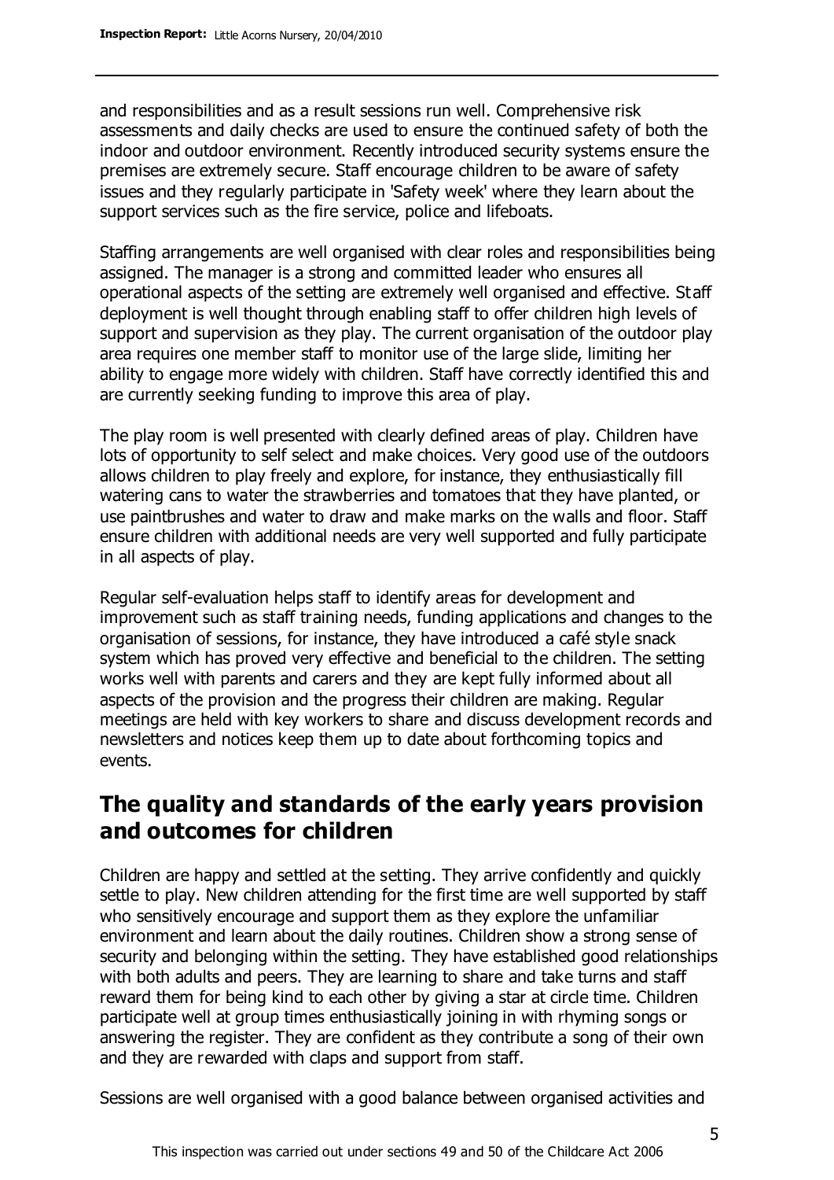and responsibilities and as a result sessions run well. Comprehensive risk assessments and daily checks are used to ensure the continued safety of both the indoor and outdoor environment. Recently introduced security systems ensure the premises are extremely secure. Staff encourage children to be aware of safety issues and they regularly participate in 'Safety week' where they learn about the support services such as the fire service, police and lifeboats.

Staffing arrangements are well organised with clear roles and responsibilities being assigned. The manager is a strong and committed leader who ensures all operational aspects of the setting are extremely well organised and effective. Staff deployment is well thought through enabling staff to offer children high levels of support and supervision as they play. The current organisation of the outdoor play area requires one member staff to monitor use of the large slide, limiting her ability to engage more widely with children. Staff have correctly identified this and are currently seeking funding to improve this area of play.

The play room is well presented with clearly defined areas of play. Children have lots of opportunity to self select and make choices. Very good use of the outdoors allows children to play freely and explore, for instance, they enthusiastically fill watering cans to water the strawberries and tomatoes that they have planted, or use paintbrushes and water to draw and make marks on the walls and floor. Staff ensure children with additional needs are very well supported and fully participate in all aspects of play.

Regular self-evaluation helps staff to identify areas for development and improvement such as staff training needs, funding applications and changes to the organisation of sessions, for instance, they have introduced a café style snack system which has proved very effective and beneficial to the children. The setting works well with parents and carers and they are kept fully informed about all aspects of the provision and the progress their children are making. Regular meetings are held with key workers to share and discuss development records and newsletters and notices keep them up to date about forthcoming topics and events.

## The quality and standards of the early years provision and outcomes for children

Children are happy and settled at the setting. They arrive confidently and quickly settle to play. New children attending for the first time are well supported by staff who sensitively encourage and support them as they explore the unfamiliar environment and learn about the daily routines. Children show a strong sense of security and belonging within the setting. They have established good relationships with both adults and peers. They are learning to share and take turns and staff reward them for being kind to each other by giving a star at circle time. Children participate well at group times enthusiastically joining in with rhyming songs or answering the register. They are confident as they contribute a song of their own and they are rewarded with claps and support from staff.

Sessions are well organised with a good balance between organised activities and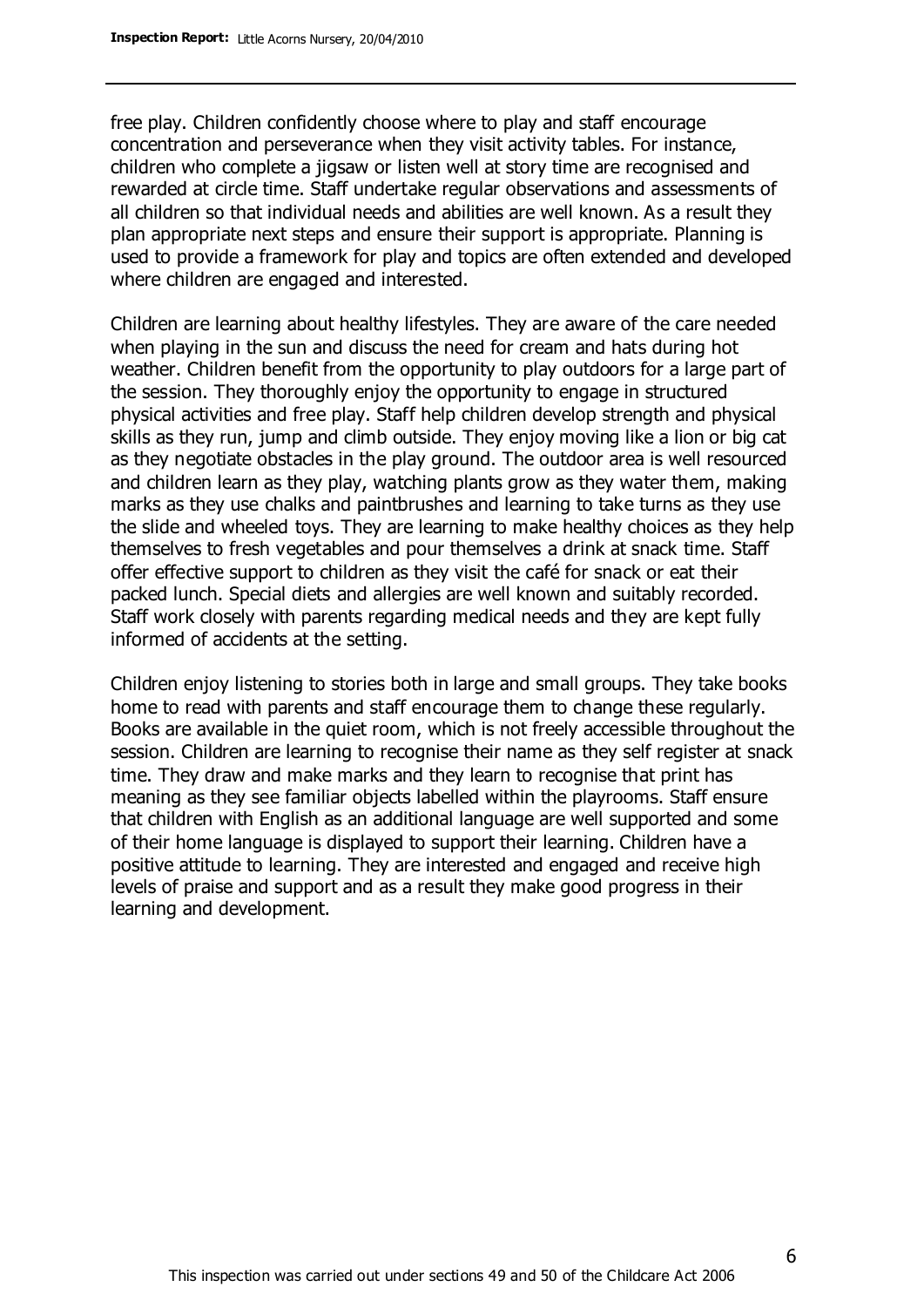free play. Children confidently choose where to play and staff encourage concentration and perseverance when they visit activity tables. For instance, children who complete a jigsaw or listen well at story time are recognised and rewarded at circle time. Staff undertake regular observations and assessments of all children so that individual needs and abilities are well known. As a result they plan appropriate next steps and ensure their support is appropriate. Planning is used to provide a framework for play and topics are often extended and developed where children are engaged and interested.

Children are learning about healthy lifestyles. They are aware of the care needed when playing in the sun and discuss the need for cream and hats during hot weather. Children benefit from the opportunity to play outdoors for a large part of the session. They thoroughly enjoy the opportunity to engage in structured physical activities and free play. Staff help children develop strength and physical skills as they run, jump and climb outside. They enjoy moving like a lion or big cat as they negotiate obstacles in the play ground. The outdoor area is well resourced and children learn as they play, watching plants grow as they water them, making marks as they use chalks and paintbrushes and learning to take turns as they use the slide and wheeled toys. They are learning to make healthy choices as they help themselves to fresh vegetables and pour themselves a drink at snack time. Staff offer effective support to children as they visit the café for snack or eat their packed lunch. Special diets and allergies are well known and suitably recorded. Staff work closely with parents regarding medical needs and they are kept fully informed of accidents at the setting.

Children enjoy listening to stories both in large and small groups. They take books home to read with parents and staff encourage them to change these regularly. Books are available in the quiet room, which is not freely accessible throughout the session. Children are learning to recognise their name as they self register at snack time. They draw and make marks and they learn to recognise that print has meaning as they see familiar objects labelled within the playrooms. Staff ensure that children with English as an additional language are well supported and some of their home language is displayed to support their learning. Children have a positive attitude to learning. They are interested and engaged and receive high levels of praise and support and as a result they make good progress in their learning and development.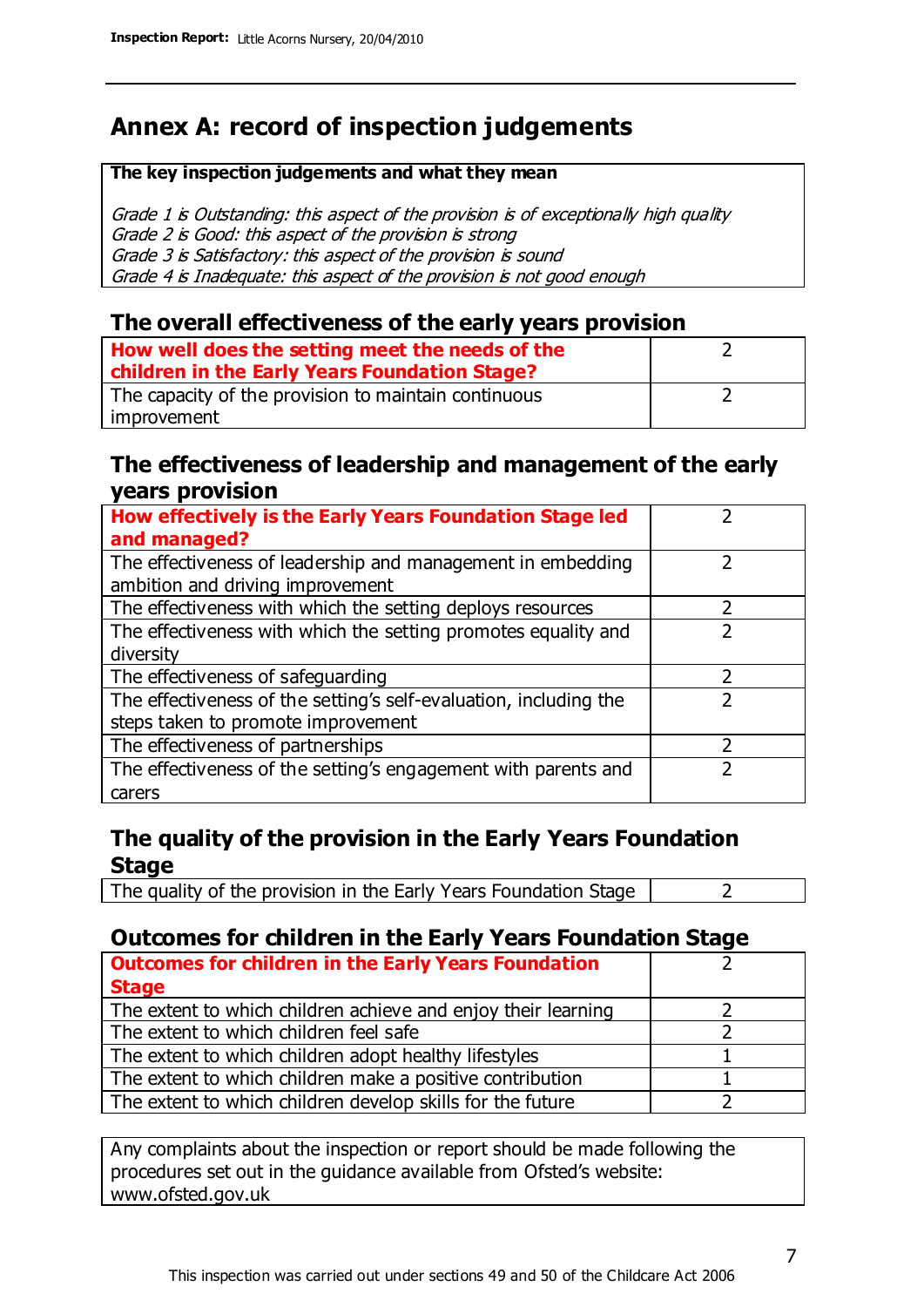# Annex A: record of inspection judgements

**The key inspection judgements and what they mean**

*Grade 1 is Outstanding: this aspect of the provision is of exceptionally high quality*
*Grade 2 is Good: this aspect of the provision is strong*
*Grade 3 is Satisfactory: this aspect of the provision is sound*
*Grade 4 is Inadequate: this aspect of the provision is not good enough*

## The overall effectiveness of the early years provision

| | |
|---|---|
| **How well does the setting meet the needs of the children in the Early Years Foundation Stage?** | 2 |
| The capacity of the provision to maintain continuous improvement | 2 |

## The effectiveness of leadership and management of the early years provision

| | |
|---|---|
| **How effectively is the Early Years Foundation Stage led and managed?** | 2 |
| The effectiveness of leadership and management in embedding ambition and driving improvement | 2 |
| The effectiveness with which the setting deploys resources | 2 |
| The effectiveness with which the setting promotes equality and diversity | 2 |
| The effectiveness of safeguarding | 2 |
| The effectiveness of the setting's self-evaluation, including the steps taken to promote improvement | 2 |
| The effectiveness of partnerships | 2 |
| The effectiveness of the setting's engagement with parents and carers | 2 |

## The quality of the provision in the Early Years Foundation Stage

| | |
|---|---|
| The quality of the provision in the Early Years Foundation Stage | 2 |

## Outcomes for children in the Early Years Foundation Stage

| | |
|---|---|
| **Outcomes for children in the Early Years Foundation Stage** | 2 |
| The extent to which children achieve and enjoy their learning | 2 |
| The extent to which children feel safe | 2 |
| The extent to which children adopt healthy lifestyles | 1 |
| The extent to which children make a positive contribution | 1 |
| The extent to which children develop skills for the future | 2 |

Any complaints about the inspection or report should be made following the procedures set out in the guidance available from Ofsted's website: www.ofsted.gov.uk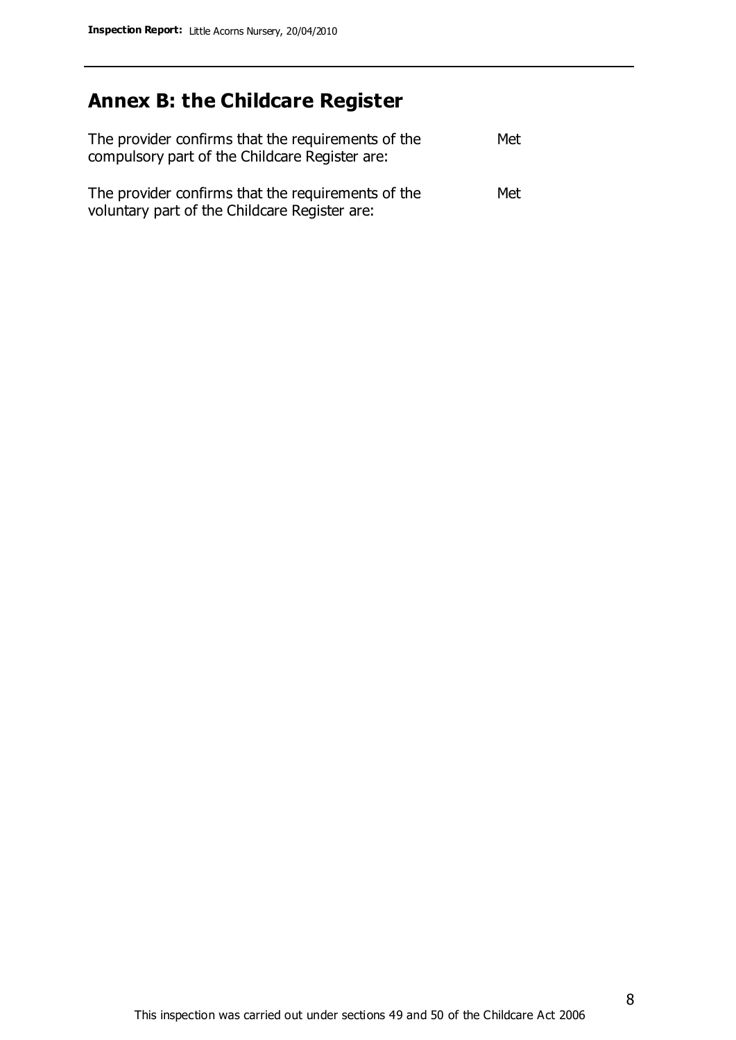## Annex B: the Childcare Register

| | |
|---|---|
| The provider confirms that the requirements of the compulsory part of the Childcare Register are: | Met |
| The provider confirms that the requirements of the voluntary part of the Childcare Register are: | Met |

This inspection was carried out under sections 49 and 50 of the Childcare Act 2006